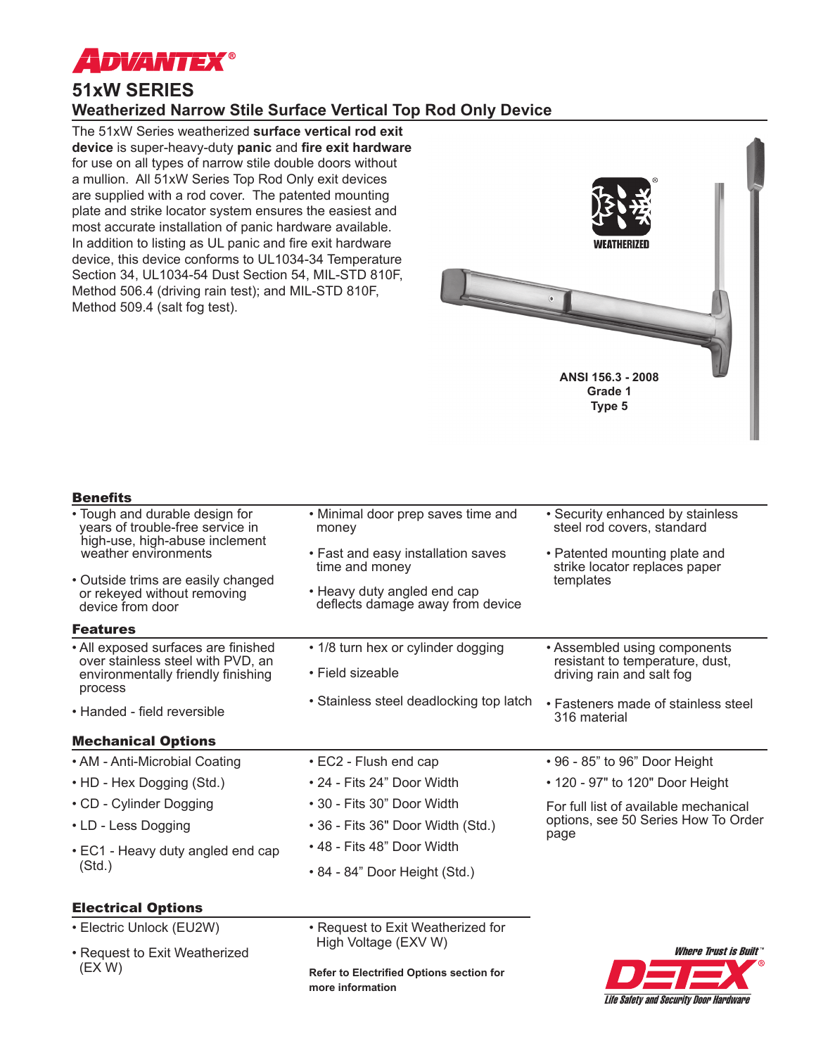# ADVANTEX®

## 51xW SERIES

### Weatherized Narrow Stile Surface Vertical Top Rod Only Device

The 51xW Series weatherized **surface vertical rod exit device** is super-heavy-duty **panic** and **fire exit hardware** for use on all types of narrow stile double doors without a mullion. All 51xW Series Top Rod Only exit devices are supplied with a rod cover. The patented mounting plate and strike locator system ensures the easiest and most accurate installation of panic hardware available. In addition to listing as UL panic and fire exit hardware device, this device conforms to UL1034-34 Temperature Section 34, UL1034-54 Dust Section 54, MIL-STD 810F, Method 506.4 (driving rain test); and MIL-STD 810F, Method 509.4 (salt fog test).

WEATHERIZED

**ANSI 156.3 - 2008**
**Grade 1**
**Type 5**

### Benefits

- Tough and durable design for years of trouble-free service in high-use, high-abuse inclement weather environments
- Outside trims are easily changed or rekeyed without removing device from door
- Minimal door prep saves time and money
- Fast and easy installation saves time and money
- Heavy duty angled end cap deflects damage away from device
- Security enhanced by stainless steel rod covers, standard
- Patented mounting plate and strike locator replaces paper templates

### Features

- All exposed surfaces are finished over stainless steel with PVD, an environmentally friendly finishing process
- Handed - field reversible
- 1/8 turn hex or cylinder dogging
- Field sizeable
- Stainless steel deadlocking top latch
- Assembled using components resistant to temperature, dust, driving rain and salt fog
- Fasteners made of stainless steel 316 material

### Mechanical Options

- AM - Anti-Microbial Coating
- HD - Hex Dogging (Std.)
- CD - Cylinder Dogging
- LD - Less Dogging
- EC1 - Heavy duty angled end cap (Std.)
- EC2 - Flush end cap
- 24 - Fits 24" Door Width
- 30 - Fits 30" Door Width
- 36 - Fits 36" Door Width (Std.)
- 48 - Fits 48" Door Width
- 84 - 84" Door Height (Std.)
- 96 - 85" to 96" Door Height
- 120 - 97" to 120" Door Height

For full list of available mechanical options, see 50 Series How To Order page

### Electrical Options

- Electric Unlock (EU2W)
- Request to Exit Weatherized (EX W)
- Request to Exit Weatherized for High Voltage (EXV W)

**Refer to Electrified Options section for more information**

*Where Trust is Built™*
**DETEX®**
*Life Safety and Security Door Hardware*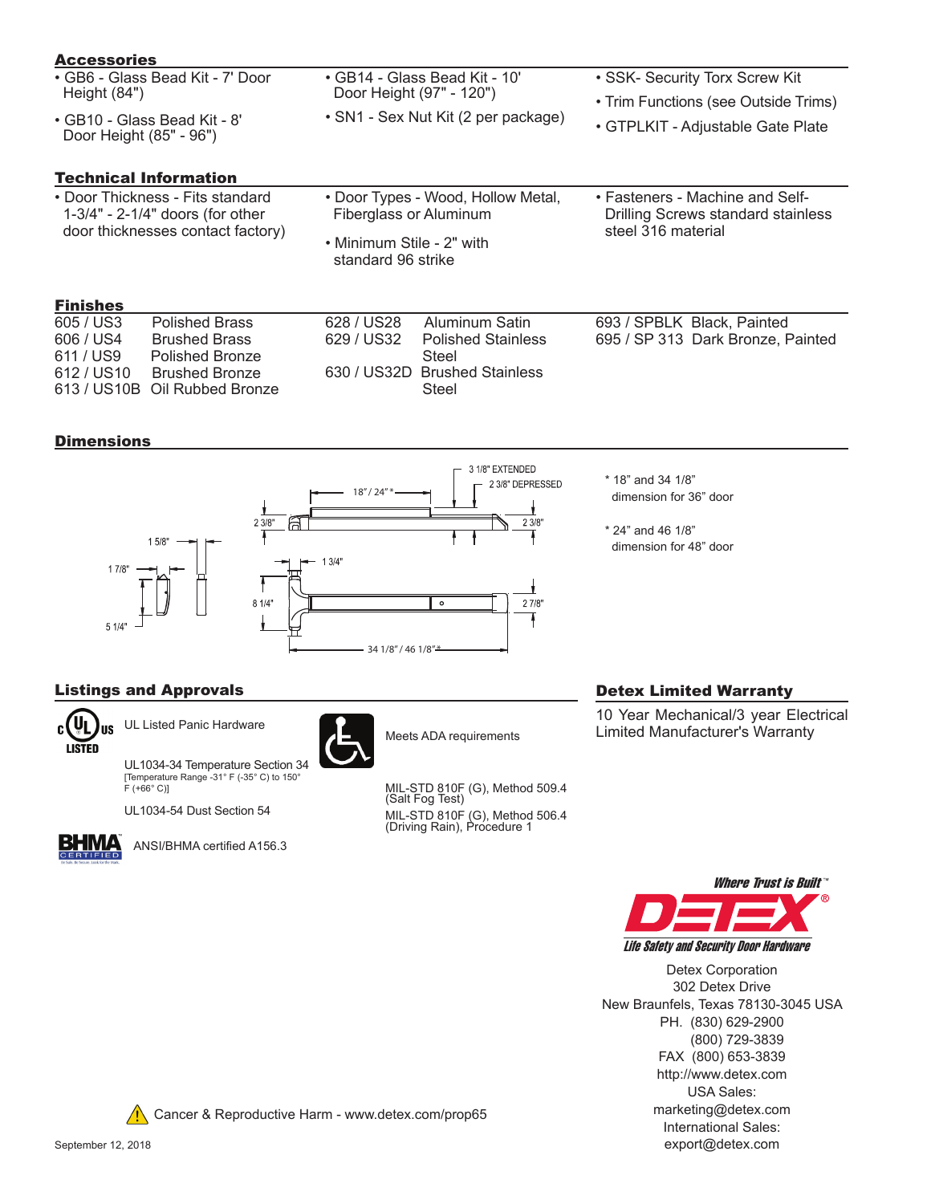## Accessories

- GB6 - Glass Bead Kit - 7' Door Height (84")
- GB10 - Glass Bead Kit - 8' Door Height (85" - 96")
- GB14 - Glass Bead Kit - 10' Door Height (97" - 120")
- SN1 - Sex Nut Kit (2 per package)
- SSK- Security Torx Screw Kit
- Trim Functions (see Outside Trims)
- GTPLKIT - Adjustable Gate Plate

## Technical Information

- Door Thickness - Fits standard 1-3/4" - 2-1/4" doors (for other door thicknesses contact factory)
- Door Types - Wood, Hollow Metal, Fiberglass or Aluminum
- Minimum Stile - 2" with standard 96 strike
- Fasteners - Machine and Self-Drilling Screws standard stainless steel 316 material

## Finishes

| | |
|---|---|
| 605 / US3 | Polished Brass |
| 606 / US4 | Brushed Brass |
| 611 / US9 | Polished Bronze |
| 612 / US10 | Brushed Bronze |
| 613 / US10B | Oil Rubbed Bronze |
| 628 / US28 | Aluminum Satin |
| 629 / US32 | Polished Stainless Steel |
| 630 / US32D | Brushed Stainless Steel |
| 693 / SPBLK | Black, Painted |
| 695 / SP 313 | Dark Bronze, Painted |

## Dimensions

3 1/8" EXTENDED
2 3/8" DEPRESSED
18" / 24" *
2 3/8"
2 3/8"
1 5/8"
1 7/8"
1 3/4"
8 1/4"
2 7/8"
5 1/4"
34 1/8" / 46 1/8" *

\* 18" and 34 1/8" dimension for 36" door

\* 24" and 46 1/8" dimension for 48" door

## Listings and Approvals

c UL us LISTED

UL Listed Panic Hardware

UL1034-34 Temperature Section 34 [Temperature Range -31° F (-35° C) to 150° F (+66° C)]

UL1034-54 Dust Section 54

BHMA CERTIFIED

ANSI/BHMA certified A156.3

Meets ADA requirements

MIL-STD 810F (G), Method 509.4 (Salt Fog Test)

MIL-STD 810F (G), Method 506.4 (Driving Rain), Procedure 1

## Detex Limited Warranty

10 Year Mechanical/3 year Electrical Limited Manufacturer's Warranty

*Where Trust is Built*™

DETEX®

*Life Safety and Security Door Hardware*

Detex Corporation
302 Detex Drive
New Braunfels, Texas 78130-3045 USA
PH. (830) 629-2900
(800) 729-3839
FAX (800) 653-3839
http://www.detex.com
USA Sales:
marketing@detex.com
International Sales:
export@detex.com

⚠ Cancer & Reproductive Harm - www.detex.com/prop65

September 12, 2018